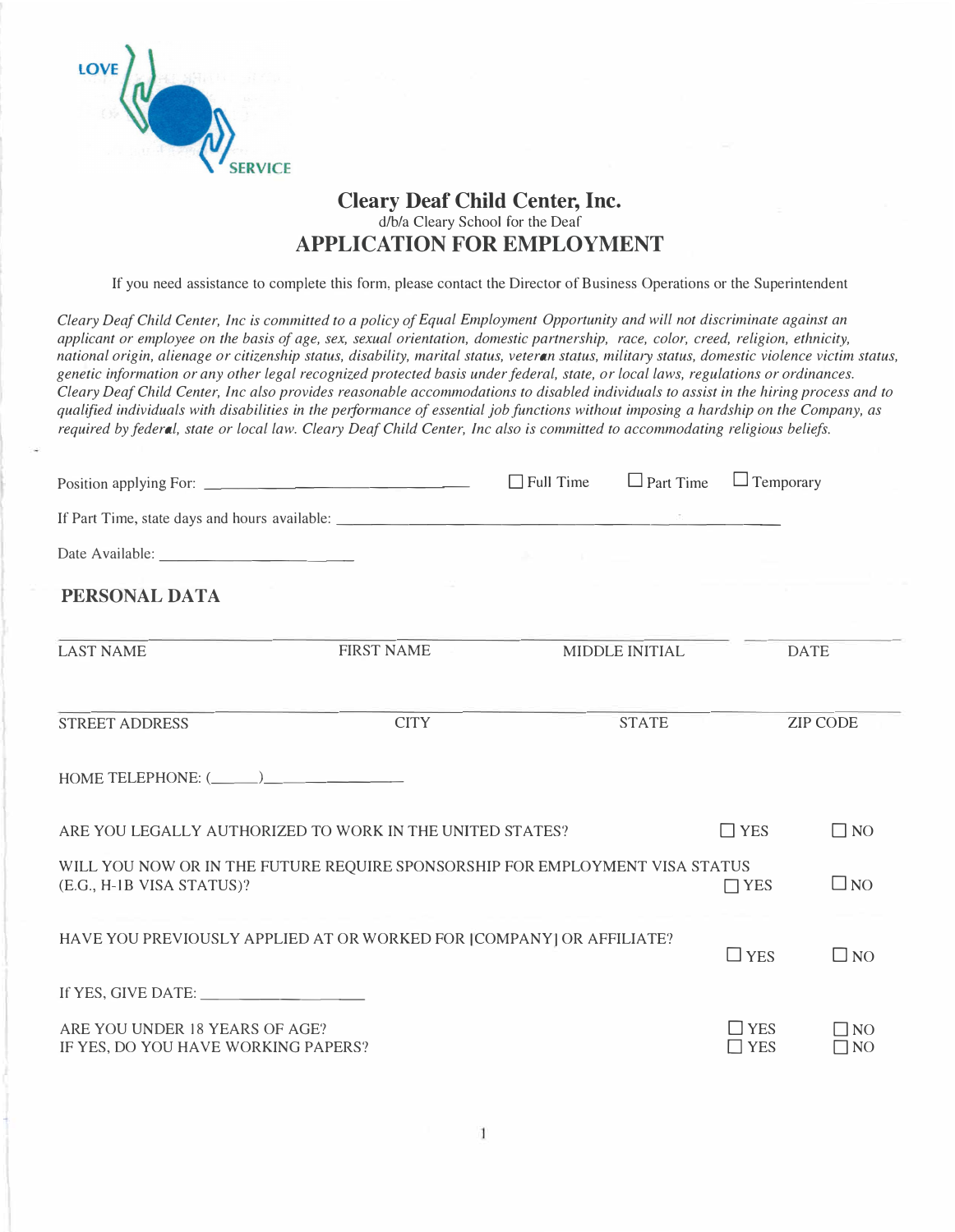LOVE SERVICE

# Cleary Deaf Child Center, Inc.

d/b/a Cleary School for the Deaf

## APPLICATION FOR EMPLOYMENT

If you need assistance to complete this form, please contact the Director of Business Operations or the Superintendent

*Cleary Deaf Child Center, Inc is committed to a policy of Equal Employment Opportunity and will not discriminate against an applicant or employee on the basis of age, sex, sexual orientation, domestic partnership, race, color, creed, religion, ethnicity, national origin, alienage or citizenship status, disability, marital status, veteran status, military status, domestic violence victim status, genetic information or any other legal recognized protected basis under federal, state, or local laws, regulations or ordinances. Cleary Deaf Child Center, Inc also provides reasonable accommodations to disabled individuals to assist in the hiring process and to qualified individuals with disabilities in the performance of essential job functions without imposing a hardship on the Company, as required by federal, state or local law. Cleary Deaf Child Center, Inc also is committed to accommodating religious beliefs.*

Position applying For: ______________________ ☐ Full Time ☐ Part Time ☐ Temporary

If Part Time, state days and hours available: ______________________

Date Available: ______________

### PERSONAL DATA

| LAST NAME | FIRST NAME | MIDDLE INITIAL | DATE |
|---|---|---|---|
| | | | |

| STREET ADDRESS | CITY | STATE | ZIP CODE |
|---|---|---|---|
| | | | |

HOME TELEPHONE: (_____)______________

ARE YOU LEGALLY AUTHORIZED TO WORK IN THE UNITED STATES? ☐ YES ☐ NO

WILL YOU NOW OR IN THE FUTURE REQUIRE SPONSORSHIP FOR EMPLOYMENT VISA STATUS (E.G., H-1B VISA STATUS)? ☐ YES ☐ NO

HAVE YOU PREVIOUSLY APPLIED AT OR WORKED FOR [COMPANY] OR AFFILIATE? ☐ YES ☐ NO

If YES, GIVE DATE: ______________

ARE YOU UNDER 18 YEARS OF AGE? ☐ YES ☐ NO
IF YES, DO YOU HAVE WORKING PAPERS? ☐ YES ☐ NO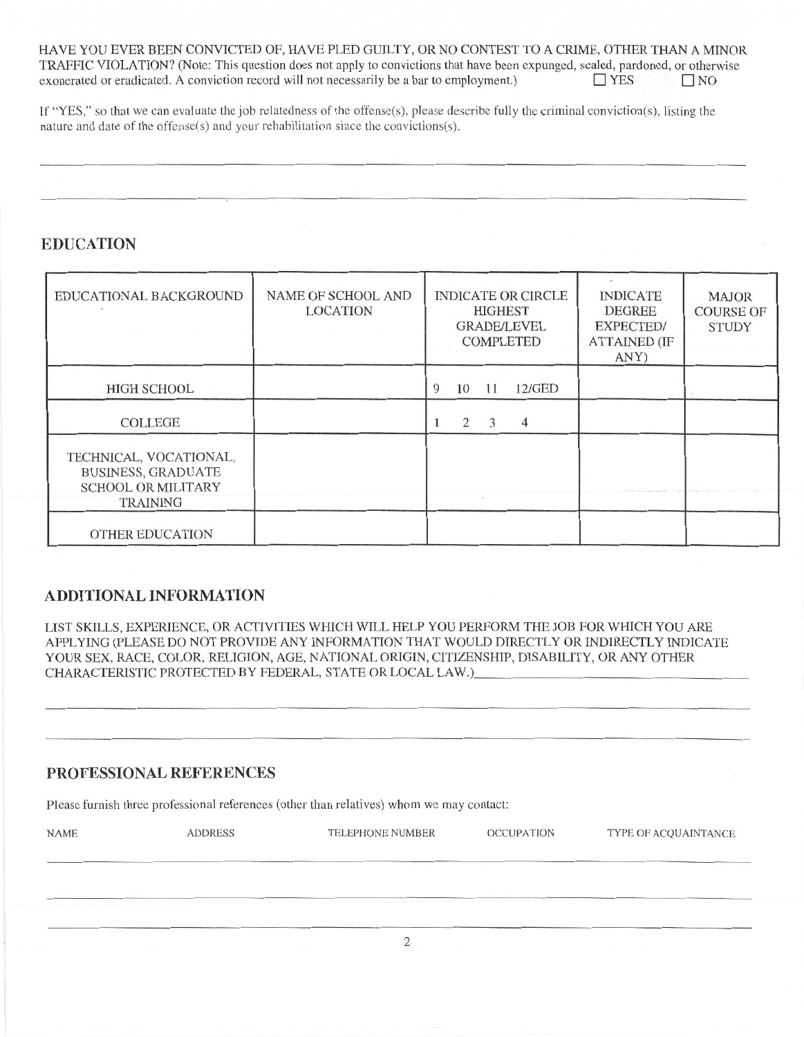HAVE YOU EVER BEEN CONVICTED OF, HAVE PLED GUILTY, OR NO CONTEST TO A CRIME, OTHER THAN A MINOR TRAFFIC VIOLATION? (Note: This question does not apply to convictions that have been expunged, sealed, pardoned, or otherwise exonerated or eradicated. A conviction record will not necessarily be a bar to employment.) ☐ YES ☐ NO

If "YES," so that we can evaluate the job relatedness of the offense(s), please describe fully the criminal conviction(s), listing the nature and date of the offense(s) and your rehabilitation since the convictions(s).

______________________________________________________________________________

______________________________________________________________________________

## EDUCATION

| EDUCATIONAL BACKGROUND | NAME OF SCHOOL AND LOCATION | INDICATE OR CIRCLE HIGHEST GRADE/LEVEL COMPLETED | INDICATE DEGREE EXPECTED/ ATTAINED (IF ANY) | MAJOR COURSE OF STUDY |
|---|---|---|---|---|
| HIGH SCHOOL | | 9 10 11 12/GED | | |
| COLLEGE | | 1 2 3 4 | | |
| TECHNICAL, VOCATIONAL, BUSINESS, GRADUATE SCHOOL OR MILITARY TRAINING | | | | |
| OTHER EDUCATION | | | | |

## ADDITIONAL INFORMATION

LIST SKILLS, EXPERIENCE, OR ACTIVITIES WHICH WILL HELP YOU PERFORM THE JOB FOR WHICH YOU ARE APPLYING (PLEASE DO NOT PROVIDE ANY INFORMATION THAT WOULD DIRECTLY OR INDIRECTLY INDICATE YOUR SEX, RACE, COLOR, RELIGION, AGE, NATIONAL ORIGIN, CITIZENSHIP, DISABILITY, OR ANY OTHER CHARACTERISTIC PROTECTED BY FEDERAL, STATE OR LOCAL LAW.)____________________

______________________________________________________________________________

______________________________________________________________________________

## PROFESSIONAL REFERENCES

Please furnish three professional references (other than relatives) whom we may contact:

| NAME | ADDRESS | TELEPHONE NUMBER | OCCUPATION | TYPE OF ACQUAINTANCE |
|---|---|---|---|---|
| | | | | |
| | | | | |
| | | | | |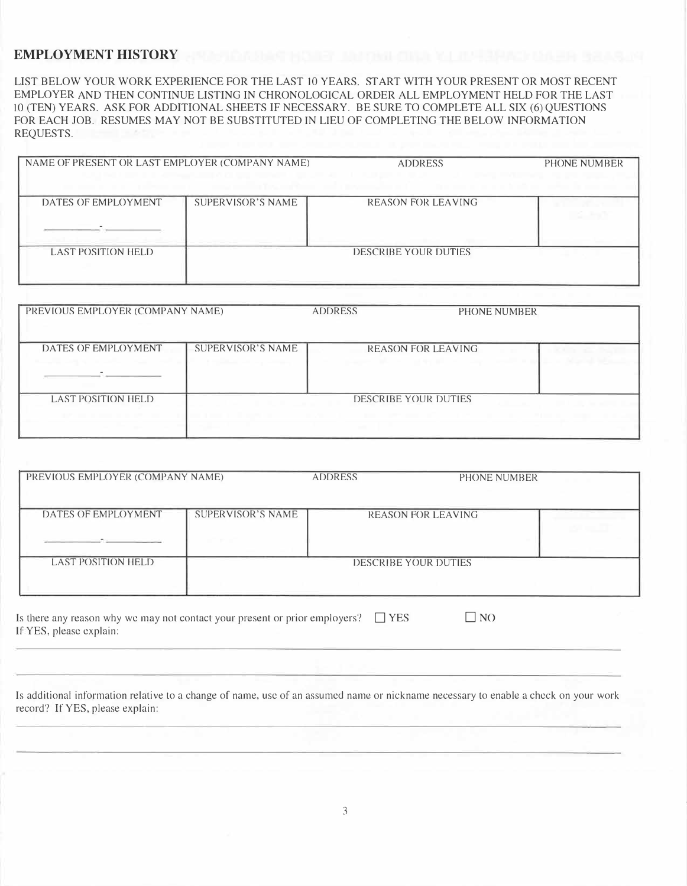## EMPLOYMENT HISTORY

LIST BELOW YOUR WORK EXPERIENCE FOR THE LAST 10 YEARS. START WITH YOUR PRESENT OR MOST RECENT EMPLOYER AND THEN CONTINUE LISTING IN CHRONOLOGICAL ORDER ALL EMPLOYMENT HELD FOR THE LAST 10 (TEN) YEARS. ASK FOR ADDITIONAL SHEETS IF NECESSARY. BE SURE TO COMPLETE ALL SIX (6) QUESTIONS FOR EACH JOB. RESUMES MAY NOT BE SUBSTITUTED IN LIEU OF COMPLETING THE BELOW INFORMATION REQUESTS.

| NAME OF PRESENT OR LAST EMPLOYER (COMPANY NAME) | | ADDRESS | PHONE NUMBER |
|---|---|---|---|
| DATES OF EMPLOYMENT<br>__________ - __________ | SUPERVISOR'S NAME | REASON FOR LEAVING | |
| LAST POSITION HELD | DESCRIBE YOUR DUTIES | | |

| PREVIOUS EMPLOYER (COMPANY NAME) | | ADDRESS | PHONE NUMBER |
|---|---|---|---|
| DATES OF EMPLOYMENT<br>__________ - __________ | SUPERVISOR'S NAME | REASON FOR LEAVING | |
| LAST POSITION HELD | DESCRIBE YOUR DUTIES | | |

| PREVIOUS EMPLOYER (COMPANY NAME) | | ADDRESS | PHONE NUMBER |
|---|---|---|---|
| DATES OF EMPLOYMENT<br>__________ - __________ | SUPERVISOR'S NAME | REASON FOR LEAVING | |
| LAST POSITION HELD | DESCRIBE YOUR DUTIES | | |

Is there any reason why we may not contact your present or prior employers? ☐ YES ☐ NO

If YES, please explain:

______________________________________________________________________________

______________________________________________________________________________

Is additional information relative to a change of name, use of an assumed name or nickname necessary to enable a check on your work record? If YES, please explain:

______________________________________________________________________________

______________________________________________________________________________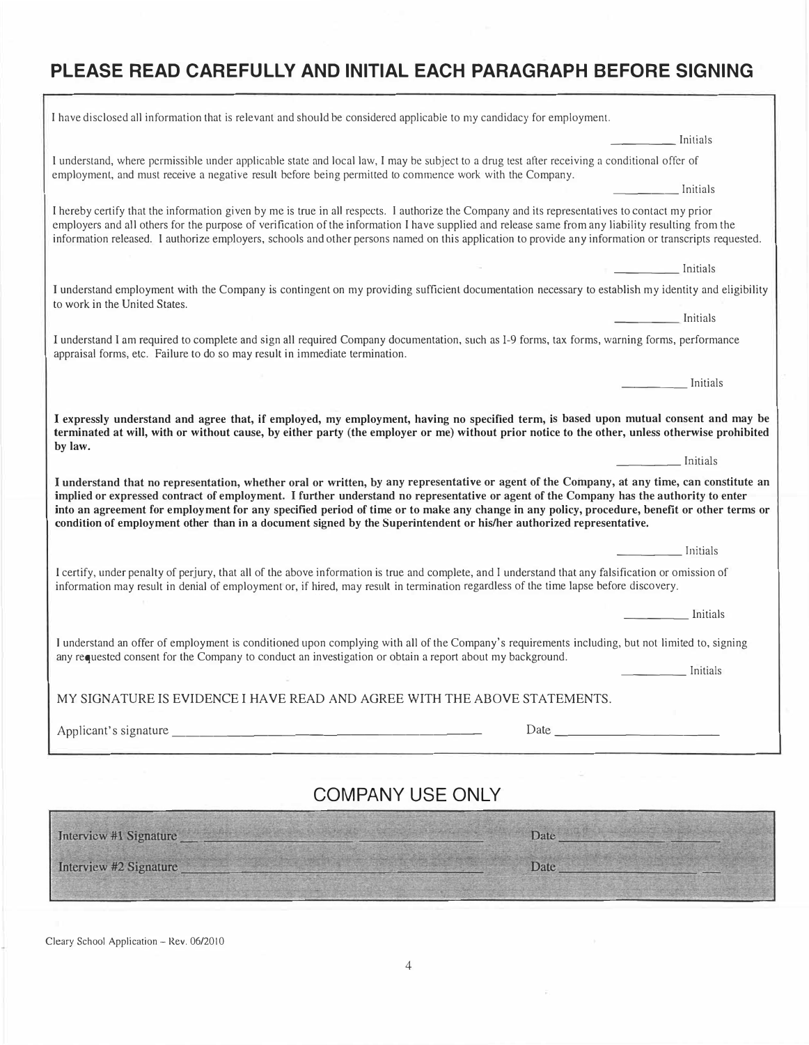## PLEASE READ CAREFULLY AND INITIAL EACH PARAGRAPH BEFORE SIGNING

I have disclosed all information that is relevant and should be considered applicable to my candidacy for employment.

__________ Initials

I understand, where permissible under applicable state and local law, I may be subject to a drug test after receiving a conditional offer of employment, and must receive a negative result before being permitted to commence work with the Company.

__________ Initials

I hereby certify that the information given by me is true in all respects. I authorize the Company and its representatives to contact my prior employers and all others for the purpose of verification of the information I have supplied and release same from any liability resulting from the information released. I authorize employers, schools and other persons named on this application to provide any information or transcripts requested.

__________ Initials

I understand employment with the Company is contingent on my providing sufficient documentation necessary to establish my identity and eligibility to work in the United States.

__________ Initials

I understand I am required to complete and sign all required Company documentation, such as I-9 forms, tax forms, warning forms, performance appraisal forms, etc. Failure to do so may result in immediate termination.

__________ Initials

**I expressly understand and agree that, if employed, my employment, having no specified term, is based upon mutual consent and may be terminated at will, with or without cause, by either party (the employer or me) without prior notice to the other, unless otherwise prohibited by law.**

__________ Initials

**I understand that no representation, whether oral or written, by any representative or agent of the Company, at any time, can constitute an implied or expressed contract of employment. I further understand no representative or agent of the Company has the authority to enter into an agreement for employment for any specified period of time or to make any change in any policy, procedure, benefit or other terms or condition of employment other than in a document signed by the Superintendent or his/her authorized representative.**

__________ Initials

I certify, under penalty of perjury, that all of the above information is true and complete, and I understand that any falsification or omission of information may result in denial of employment or, if hired, may result in termination regardless of the time lapse before discovery.

__________ Initials

I understand an offer of employment is conditioned upon complying with all of the Company's requirements including, but not limited to, signing any requested consent for the Company to conduct an investigation or obtain a report about my background.

__________ Initials

MY SIGNATURE IS EVIDENCE I HAVE READ AND AGREE WITH THE ABOVE STATEMENTS.

Applicant's signature ______________________________ Date ____________________

## COMPANY USE ONLY

Interview #1 Signature ______________________________ Date ____________________

Interview #2 Signature ______________________________ Date ____________________

Cleary School Application – Rev. 06/2010